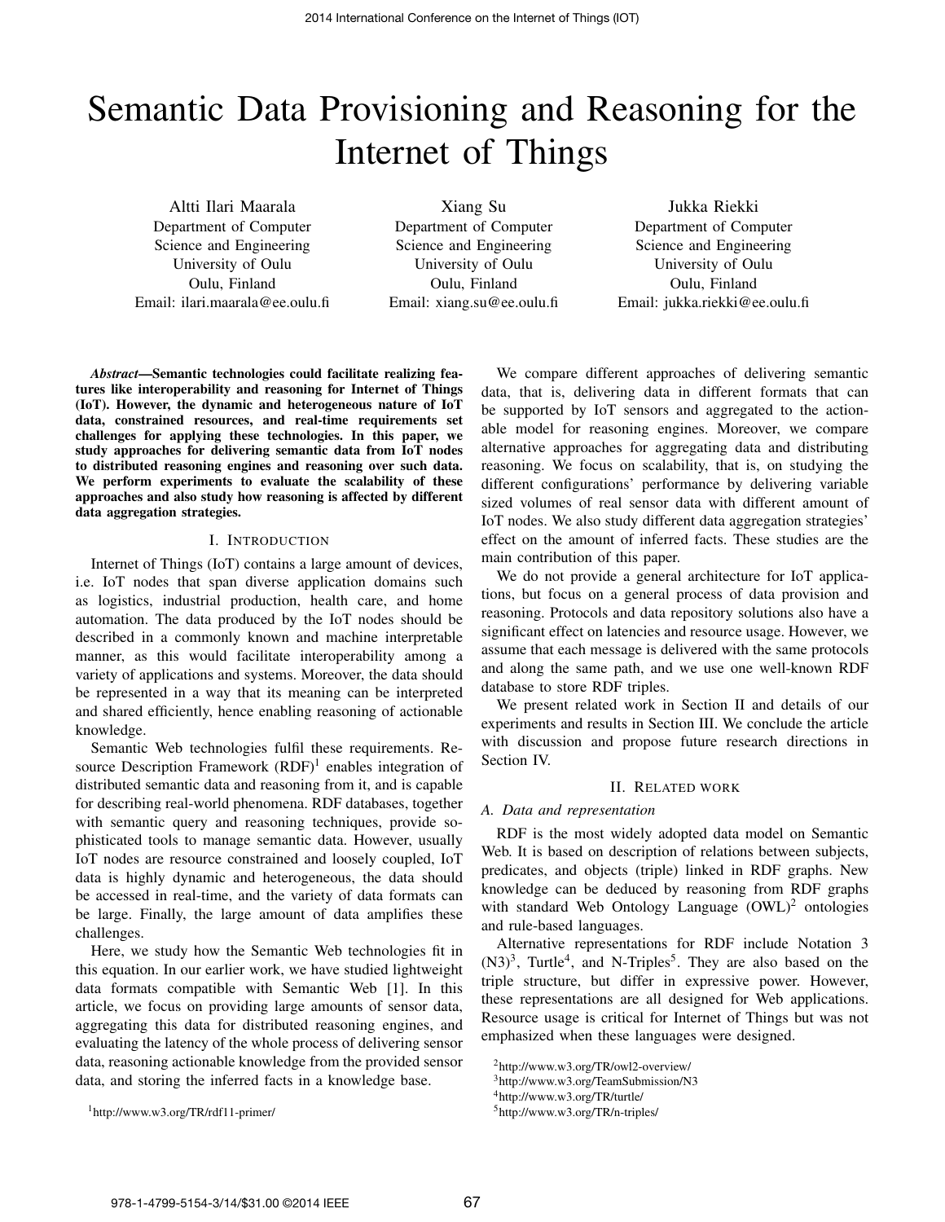# Semantic Data Provisioning and Reasoning for the Internet of Things

Altti Ilari Maarala
Department of Computer Science and Engineering
University of Oulu
Oulu, Finland
Email: ilari.maarala@ee.oulu.fi

Xiang Su
Department of Computer Science and Engineering
University of Oulu
Oulu, Finland
Email: xiang.su@ee.oulu.fi

Jukka Riekki
Department of Computer Science and Engineering
University of Oulu
Oulu, Finland
Email: jukka.riekki@ee.oulu.fi

***Abstract*—Semantic technologies could facilitate realizing features like interoperability and reasoning for Internet of Things (IoT). However, the dynamic and heterogeneous nature of IoT data, constrained resources, and real-time requirements set challenges for applying these technologies. In this paper, we study approaches for delivering semantic data from IoT nodes to distributed reasoning engines and reasoning over such data. We perform experiments to evaluate the scalability of these approaches and also study how reasoning is affected by different data aggregation strategies.**

## I. Introduction

Internet of Things (IoT) contains a large amount of devices, i.e. IoT nodes that span diverse application domains such as logistics, industrial production, health care, and home automation. The data produced by the IoT nodes should be described in a commonly known and machine interpretable manner, as this would facilitate interoperability among a variety of applications and systems. Moreover, the data should be represented in a way that its meaning can be interpreted and shared efficiently, hence enabling reasoning of actionable knowledge.

Semantic Web technologies fulfil these requirements. Resource Description Framework (RDF)[1] enables integration of distributed semantic data and reasoning from it, and is capable for describing real-world phenomena. RDF databases, together with semantic query and reasoning techniques, provide sophisticated tools to manage semantic data. However, usually IoT nodes are resource constrained and loosely coupled, IoT data is highly dynamic and heterogeneous, the data should be accessed in real-time, and the variety of data formats can be large. Finally, the large amount of data amplifies these challenges.

Here, we study how the Semantic Web technologies fit in this equation. In our earlier work, we have studied lightweight data formats compatible with Semantic Web [1]. In this article, we focus on providing large amounts of sensor data, aggregating this data for distributed reasoning engines, and evaluating the latency of the whole process of delivering sensor data, reasoning actionable knowledge from the provided sensor data, and storing the inferred facts in a knowledge base.

[1]http://www.w3.org/TR/rdf11-primer/

We compare different approaches of delivering semantic data, that is, delivering data in different formats that can be supported by IoT sensors and aggregated to the actionable model for reasoning engines. Moreover, we compare alternative approaches for aggregating data and distributing reasoning. We focus on scalability, that is, on studying the different configurations' performance by delivering variable sized volumes of real sensor data with different amount of IoT nodes. We also study different data aggregation strategies' effect on the amount of inferred facts. These studies are the main contribution of this paper.

We do not provide a general architecture for IoT applications, but focus on a general process of data provision and reasoning. Protocols and data repository solutions also have a significant effect on latencies and resource usage. However, we assume that each message is delivered with the same protocols and along the same path, and we use one well-known RDF database to store RDF triples.

We present related work in Section II and details of our experiments and results in Section III. We conclude the article with discussion and propose future research directions in Section IV.

## II. Related work

### A. Data and representation

RDF is the most widely adopted data model on Semantic Web. It is based on description of relations between subjects, predicates, and objects (triple) linked in RDF graphs. New knowledge can be deduced by reasoning from RDF graphs with standard Web Ontology Language (OWL)[2] ontologies and rule-based languages.

Alternative representations for RDF include Notation 3 (N3)[3], Turtle[4], and N-Triples[5]. They are also based on the triple structure, but differ in expressive power. However, these representations are all designed for Web applications. Resource usage is critical for Internet of Things but was not emphasized when these languages were designed.

[2]http://www.w3.org/TR/owl2-overview/
[3]http://www.w3.org/TeamSubmission/N3
[4]http://www.w3.org/TR/turtle/
[5]http://www.w3.org/TR/n-triples/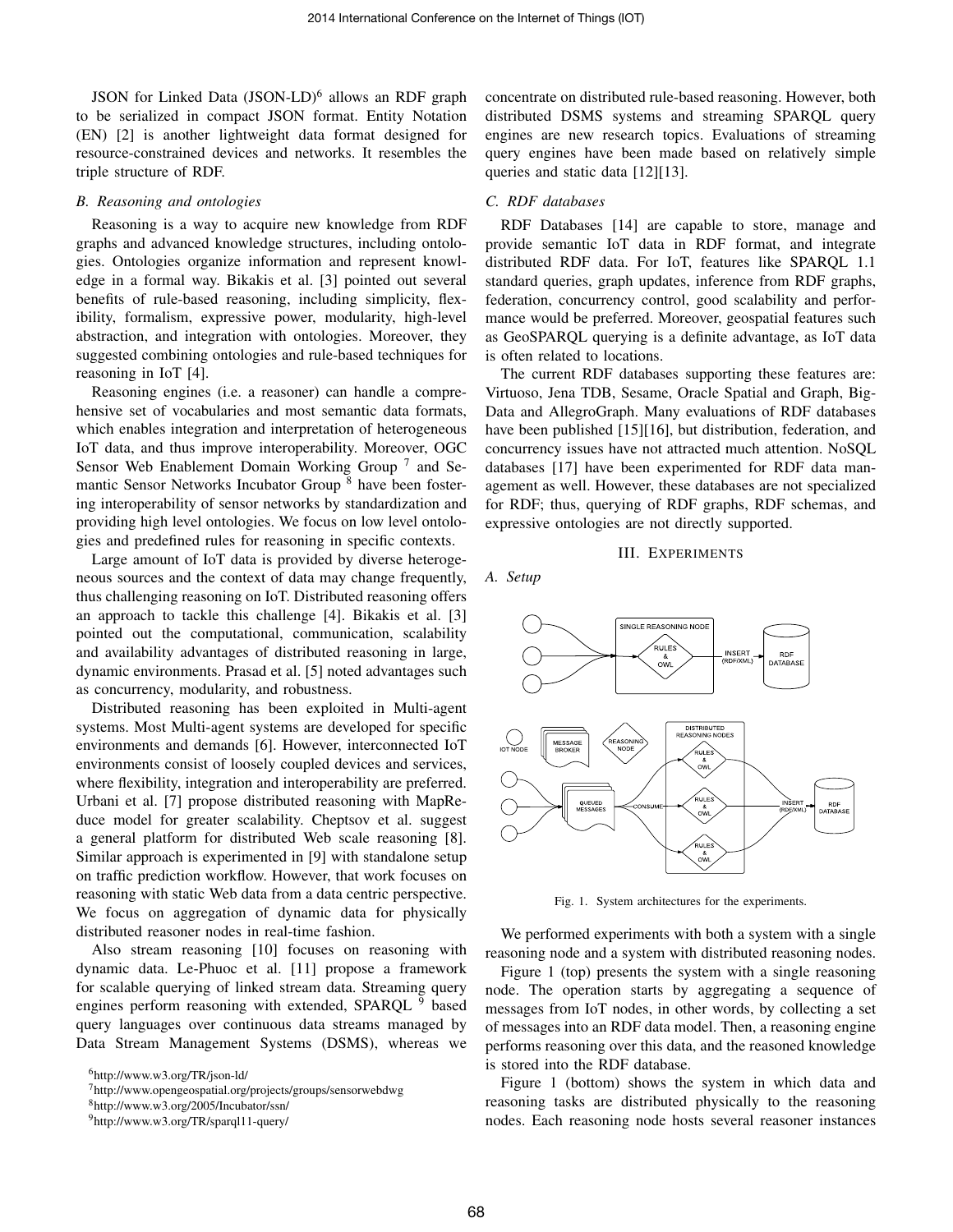JSON for Linked Data (JSON-LD)[6] allows an RDF graph to be serialized in compact JSON format. Entity Notation (EN) [2] is another lightweight data format designed for resource-constrained devices and networks. It resembles the triple structure of RDF.

### *B. Reasoning and ontologies*

Reasoning is a way to acquire new knowledge from RDF graphs and advanced knowledge structures, including ontologies. Ontologies organize information and represent knowledge in a formal way. Bikakis et al. [3] pointed out several benefits of rule-based reasoning, including simplicity, flexibility, formalism, expressive power, modularity, high-level abstraction, and integration with ontologies. Moreover, they suggested combining ontologies and rule-based techniques for reasoning in IoT [4].

Reasoning engines (i.e. a reasoner) can handle a comprehensive set of vocabularies and most semantic data formats, which enables integration and interpretation of heterogeneous IoT data, and thus improve interoperability. Moreover, OGC Sensor Web Enablement Domain Working Group [7] and Semantic Sensor Networks Incubator Group [8] have been fostering interoperability of sensor networks by standardization and providing high level ontologies. We focus on low level ontologies and predefined rules for reasoning in specific contexts.

Large amount of IoT data is provided by diverse heterogeneous sources and the context of data may change frequently, thus challenging reasoning on IoT. Distributed reasoning offers an approach to tackle this challenge [4]. Bikakis et al. [3] pointed out the computational, communication, scalability and availability advantages of distributed reasoning in large, dynamic environments. Prasad et al. [5] noted advantages such as concurrency, modularity, and robustness.

Distributed reasoning has been exploited in Multi-agent systems. Most Multi-agent systems are developed for specific environments and demands [6]. However, interconnected IoT environments consist of loosely coupled devices and services, where flexibility, integration and interoperability are preferred. Urbani et al. [7] propose distributed reasoning with MapReduce model for greater scalability. Cheptsov et al. suggest a general platform for distributed Web scale reasoning [8]. Similar approach is experimented in [9] with standalone setup on traffic prediction workflow. However, that work focuses on reasoning with static Web data from a data centric perspective. We focus on aggregation of dynamic data for physically distributed reasoner nodes in real-time fashion.

Also stream reasoning [10] focuses on reasoning with dynamic data. Le-Phuoc et al. [11] propose a framework for scalable querying of linked stream data. Streaming query engines perform reasoning with extended, SPARQL [9] based query languages over continuous data streams managed by Data Stream Management Systems (DSMS), whereas we concentrate on distributed rule-based reasoning. However, both distributed DSMS systems and streaming SPARQL query engines are new research topics. Evaluations of streaming query engines have been made based on relatively simple queries and static data [12][13].

[6] http://www.w3.org/TR/json-ld/

[7] http://www.opengeospatial.org/projects/groups/sensorwebdwg

[8] http://www.w3.org/2005/Incubator/ssn/

[9] http://www.w3.org/TR/sparql11-query/

### *C. RDF databases*

RDF Databases [14] are capable to store, manage and provide semantic IoT data in RDF format, and integrate distributed RDF data. For IoT, features like SPARQL 1.1 standard queries, graph updates, inference from RDF graphs, federation, concurrency control, good scalability and performance would be preferred. Moreover, geospatial features such as GeoSPARQL querying is a definite advantage, as IoT data is often related to locations.

The current RDF databases supporting these features are: Virtuoso, Jena TDB, Sesame, Oracle Spatial and Graph, BigData and AllegroGraph. Many evaluations of RDF databases have been published [15][16], but distribution, federation, and concurrency issues have not attracted much attention. NoSQL databases [17] have been experimented for RDF data management as well. However, these databases are not specialized for RDF; thus, querying of RDF graphs, RDF schemas, and expressive ontologies are not directly supported.

## III. EXPERIMENTS

### *A. Setup*

Fig. 1. System architectures for the experiments.

We performed experiments with both a system with a single reasoning node and a system with distributed reasoning nodes.

Figure 1 (top) presents the system with a single reasoning node. The operation starts by aggregating a sequence of messages from IoT nodes, in other words, by collecting a set of messages into an RDF data model. Then, a reasoning engine performs reasoning over this data, and the reasoned knowledge is stored into the RDF database.

Figure 1 (bottom) shows the system in which data and reasoning tasks are distributed physically to the reasoning nodes. Each reasoning node hosts several reasoner instances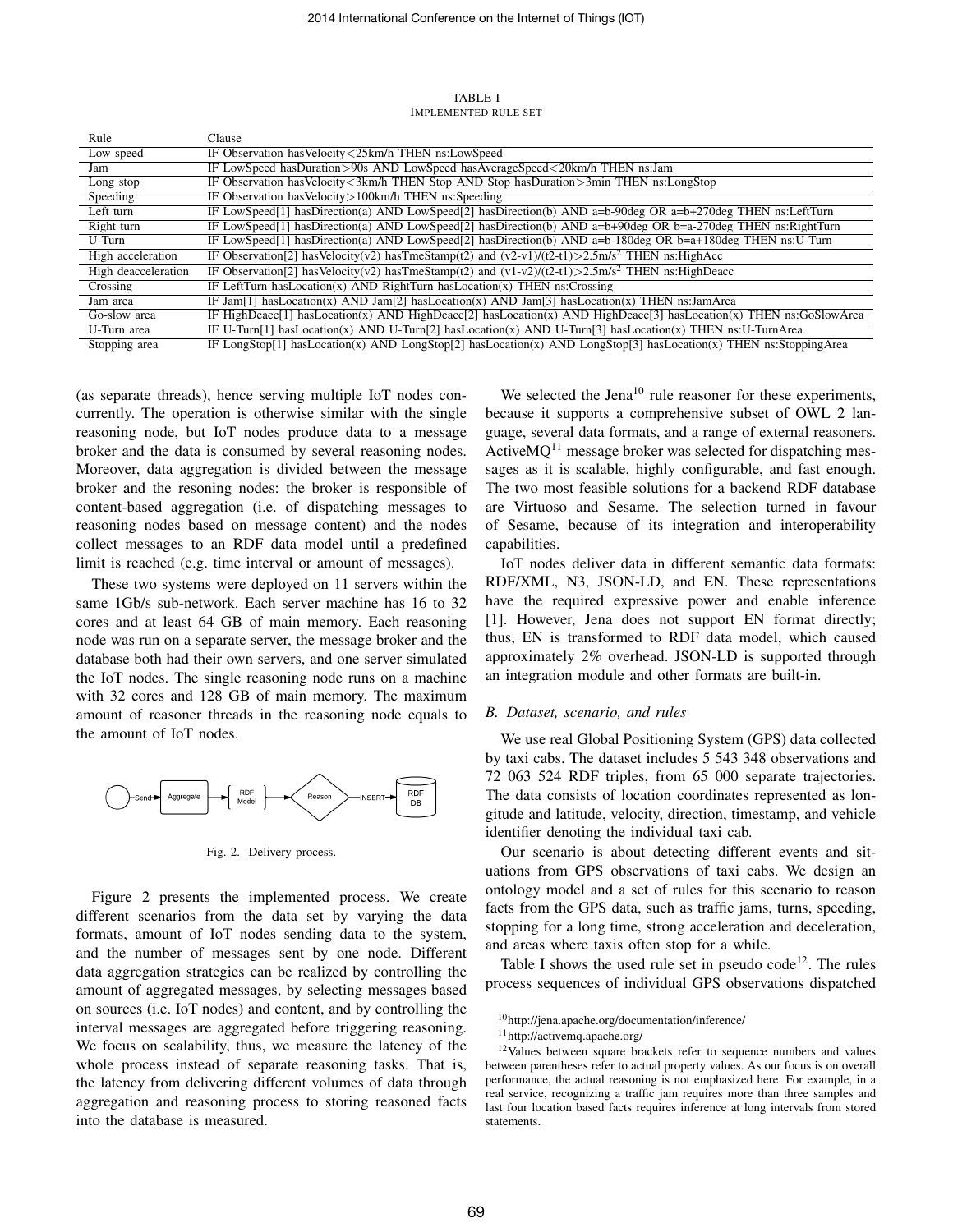TABLE I
IMPLEMENTED RULE SET

| Rule | Clause |
|---|---|
| Low speed | IF Observation hasVelocity<25km/h THEN ns:LowSpeed |
| Jam | IF LowSpeed hasDuration>90s AND LowSpeed hasAverageSpeed<20km/h THEN ns:Jam |
| Long stop | IF Observation hasVelocity<3km/h THEN Stop AND Stop hasDuration>3min THEN ns:LongStop |
| Speeding | IF Observation hasVelocity>100km/h THEN ns:Speeding |
| Left turn | IF LowSpeed[1] hasDirection(a) AND LowSpeed[2] hasDirection(b) AND a=b-90deg OR a=b+270deg THEN ns:LeftTurn |
| Right turn | IF LowSpeed[1] hasDirection(a) AND LowSpeed[2] hasDirection(b) AND a=b+90deg OR b=a-270deg THEN ns:RightTurn |
| U-Turn | IF LowSpeed[1] hasDirection(a) AND LowSpeed[2] hasDirection(b) AND a=b-180deg OR b=a+180deg THEN ns:U-Turn |
| High acceleration | IF Observation[2] hasVelocity(v2) hasTmeStamp(t2) and (v2-v1)/(t2-t1)>2.5m/s$^2$ THEN ns:HighAcc |
| High deacceleration | IF Observation[2] hasVelocity(v2) hasTmeStamp(t2) and (v1-v2)/(t2-t1)>2.5m/s$^2$ THEN ns:HighDeacc |
| Crossing | IF LeftTurn hasLocation(x) AND RightTurn hasLocation(x) THEN ns:Crossing |
| Jam area | IF Jam[1] hasLocation(x) AND Jam[2] hasLocation(x) AND Jam[3] hasLocation(x) THEN ns:JamArea |
| Go-slow area | IF HighDeacc[1] hasLocation(x) AND HighDeacc[2] hasLocation(x) AND HighDeacc[3] hasLocation(x) THEN ns:GoSlowArea |
| U-Turn area | IF U-Turn[1] hasLocation(x) AND U-Turn[2] hasLocation(x) AND U-Turn[3] hasLocation(x) THEN ns:U-TurnArea |
| Stopping area | IF LongStop[1] hasLocation(x) AND LongStop[2] hasLocation(x) AND LongStop[3] hasLocation(x) THEN ns:StoppingArea |

(as separate threads), hence serving multiple IoT nodes concurrently. The operation is otherwise similar with the single reasoning node, but IoT nodes produce data to a message broker and the data is consumed by several reasoning nodes. Moreover, data aggregation is divided between the message broker and the resoning nodes: the broker is responsible of content-based aggregation (i.e. of dispatching messages to reasoning nodes based on message content) and the nodes collect messages to an RDF data model until a predefined limit is reached (e.g. time interval or amount of messages).

These two systems were deployed on 11 servers within the same 1Gb/s sub-network. Each server machine has 16 to 32 cores and at least 64 GB of main memory. Each reasoning node was run on a separate server, the message broker and the database both had their own servers, and one server simulated the IoT nodes. The single reasoning node runs on a machine with 32 cores and 128 GB of main memory. The maximum amount of reasoner threads in the reasoning node equals to the amount of IoT nodes.

Fig. 2. Delivery process.

Figure 2 presents the implemented process. We create different scenarios from the data set by varying the data formats, amount of IoT nodes sending data to the system, and the number of messages sent by one node. Different data aggregation strategies can be realized by controlling the amount of aggregated messages, by selecting messages based on sources (i.e. IoT nodes) and content, and by controlling the interval messages are aggregated before triggering reasoning. We focus on scalability, thus, we measure the latency of the whole process instead of separate reasoning tasks. That is, the latency from delivering different volumes of data through aggregation and reasoning process to storing reasoned facts into the database is measured.

We selected the Jena[10] rule reasoner for these experiments, because it supports a comprehensive subset of OWL 2 language, several data formats, and a range of external reasoners. ActiveMQ[11] message broker was selected for dispatching messages as it is scalable, highly configurable, and fast enough. The two most feasible solutions for a backend RDF database are Virtuoso and Sesame. The selection turned in favour of Sesame, because of its integration and interoperability capabilities.

IoT nodes deliver data in different semantic data formats: RDF/XML, N3, JSON-LD, and EN. These representations have the required expressive power and enable inference [1]. However, Jena does not support EN format directly; thus, EN is transformed to RDF data model, which caused approximately 2% overhead. JSON-LD is supported through an integration module and other formats are built-in.

### B. Dataset, scenario, and rules

We use real Global Positioning System (GPS) data collected by taxi cabs. The dataset includes 5 543 348 observations and 72 063 524 RDF triples, from 65 000 separate trajectories. The data consists of location coordinates represented as longitude and latitude, velocity, direction, timestamp, and vehicle identifier denoting the individual taxi cab.

Our scenario is about detecting different events and situations from GPS observations of taxi cabs. We design an ontology model and a set of rules for this scenario to reason facts from the GPS data, such as traffic jams, turns, speeding, stopping for a long time, strong acceleration and deceleration, and areas where taxis often stop for a while.

Table I shows the used rule set in pseudo code[12]. The rules process sequences of individual GPS observations dispatched

[10] http://jena.apache.org/documentation/inference/

[11] http://activemq.apache.org/

[12] Values between square brackets refer to sequence numbers and values between parentheses refer to actual property values. As our focus is on overall performance, the actual reasoning is not emphasized here. For example, in a real service, recognizing a traffic jam requires more than three samples and last four location based facts requires inference at long intervals from stored statements.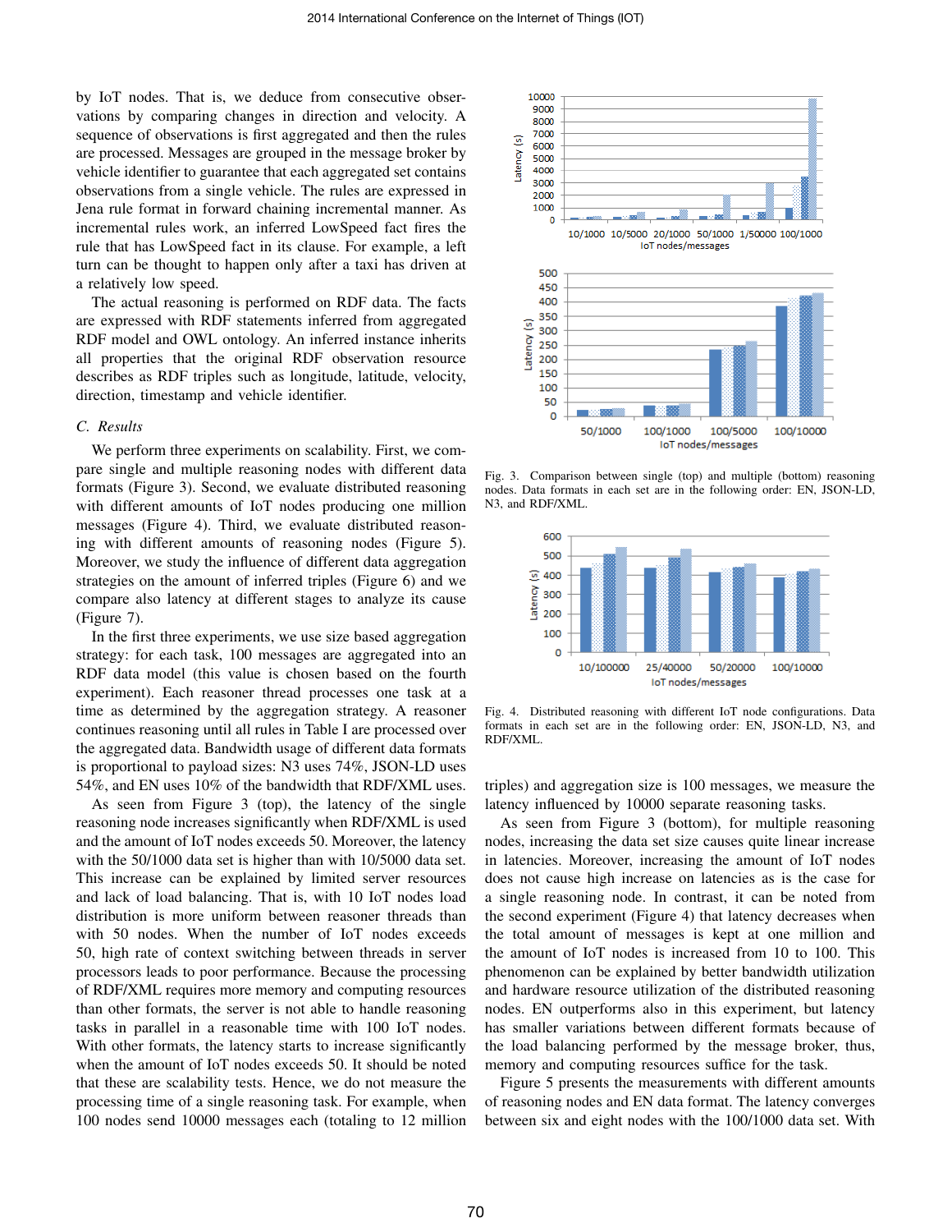by IoT nodes. That is, we deduce from consecutive observations by comparing changes in direction and velocity. A sequence of observations is first aggregated and then the rules are processed. Messages are grouped in the message broker by vehicle identifier to guarantee that each aggregated set contains observations from a single vehicle. The rules are expressed in Jena rule format in forward chaining incremental manner. As incremental rules work, an inferred LowSpeed fact fires the rule that has LowSpeed fact in its clause. For example, a left turn can be thought to happen only after a taxi has driven at a relatively low speed.

The actual reasoning is performed on RDF data. The facts are expressed with RDF statements inferred from aggregated RDF model and OWL ontology. An inferred instance inherits all properties that the original RDF observation resource describes as RDF triples such as longitude, latitude, velocity, direction, timestamp and vehicle identifier.

### C. Results

We perform three experiments on scalability. First, we compare single and multiple reasoning nodes with different data formats (Figure 3). Second, we evaluate distributed reasoning with different amounts of IoT nodes producing one million messages (Figure 4). Third, we evaluate distributed reasoning with different amounts of reasoning nodes (Figure 5). Moreover, we study the influence of different data aggregation strategies on the amount of inferred triples (Figure 6) and we compare also latency at different stages to analyze its cause (Figure 7).

In the first three experiments, we use size based aggregation strategy: for each task, 100 messages are aggregated into an RDF data model (this value is chosen based on the fourth experiment). Each reasoner thread processes one task at a time as determined by the aggregation strategy. A reasoner continues reasoning until all rules in Table I are processed over the aggregated data. Bandwidth usage of different data formats is proportional to payload sizes: N3 uses 74%, JSON-LD uses 54%, and EN uses 10% of the bandwidth that RDF/XML uses.

As seen from Figure 3 (top), the latency of the single reasoning node increases significantly when RDF/XML is used and the amount of IoT nodes exceeds 50. Moreover, the latency with the 50/1000 data set is higher than with 10/5000 data set. This increase can be explained by limited server resources and lack of load balancing. That is, with 10 IoT nodes load distribution is more uniform between reasoner threads than with 50 nodes. When the number of IoT nodes exceeds 50, high rate of context switching between threads in server processors leads to poor performance. Because the processing of RDF/XML requires more memory and computing resources than other formats, the server is not able to handle reasoning tasks in parallel in a reasonable time with 100 IoT nodes. With other formats, the latency starts to increase significantly when the amount of IoT nodes exceeds 50. It should be noted that these are scalability tests. Hence, we do not measure the processing time of a single reasoning task. For example, when 100 nodes send 10000 messages each (totaling to 12 million triples) and aggregation size is 100 messages, we measure the latency influenced by 10000 separate reasoning tasks.

Fig. 3. Comparison between single (top) and multiple (bottom) reasoning nodes. Data formats in each set are in the following order: EN, JSON-LD, N3, and RDF/XML.

Fig. 4. Distributed reasoning with different IoT node configurations. Data formats in each set are in the following order: EN, JSON-LD, N3, and RDF/XML.

As seen from Figure 3 (bottom), for multiple reasoning nodes, increasing the data set size causes quite linear increase in latencies. Moreover, increasing the amount of IoT nodes does not cause high increase on latencies as is the case for a single reasoning node. In contrast, it can be noted from the second experiment (Figure 4) that latency decreases when the total amount of messages is kept at one million and the amount of IoT nodes is increased from 10 to 100. This phenomenon can be explained by better bandwidth utilization and hardware resource utilization of the distributed reasoning nodes. EN outperforms also in this experiment, but latency has smaller variations between different formats because of the load balancing performed by the message broker, thus, memory and computing resources suffice for the task.

Figure 5 presents the measurements with different amounts of reasoning nodes and EN data format. The latency converges between six and eight nodes with the 100/1000 data set. With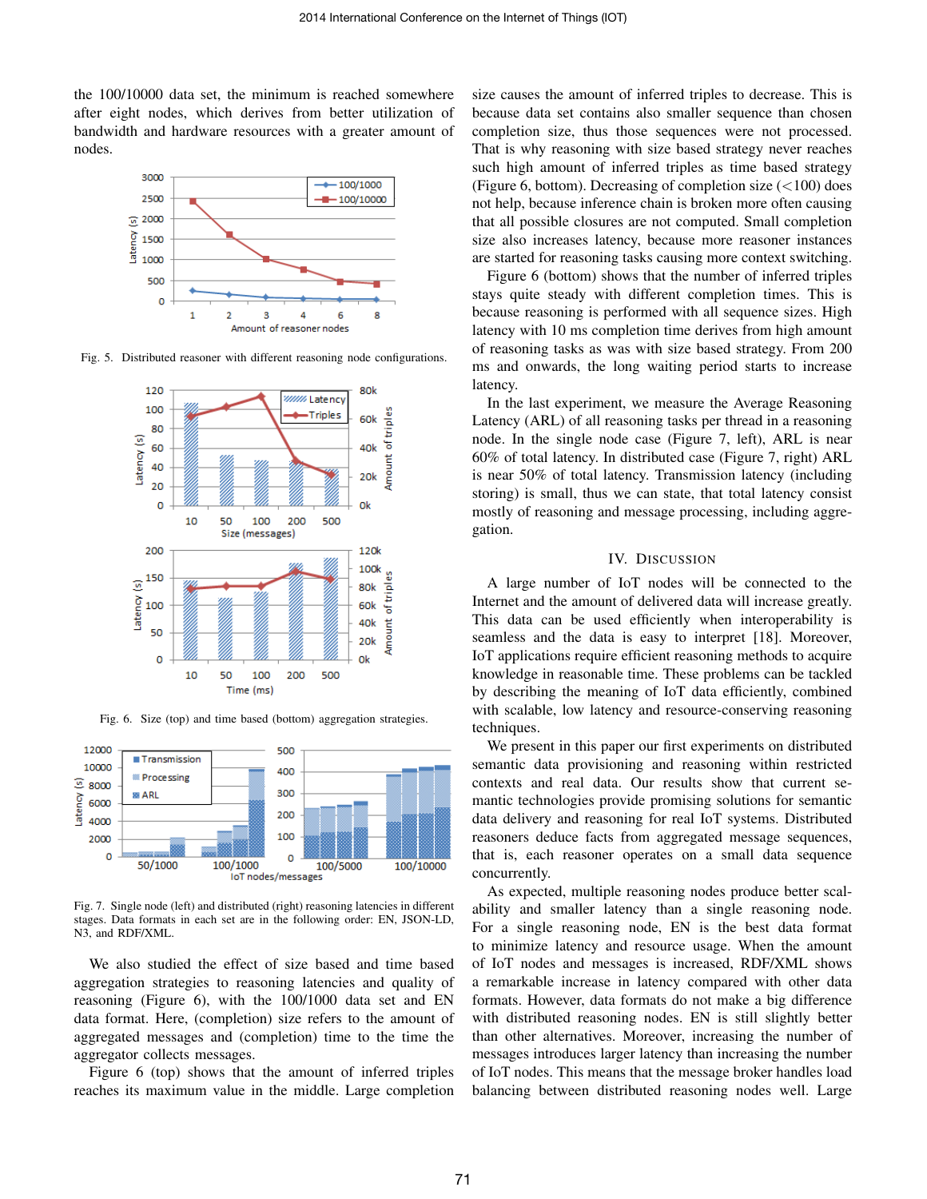the 100/10000 data set, the minimum is reached somewhere after eight nodes, which derives from better utilization of bandwidth and hardware resources with a greater amount of nodes.

Fig. 5. Distributed reasoner with different reasoning node configurations.

Fig. 6. Size (top) and time based (bottom) aggregation strategies.

Fig. 7. Single node (left) and distributed (right) reasoning latencies in different stages. Data formats in each set are in the following order: EN, JSON-LD, N3, and RDF/XML.

We also studied the effect of size based and time based aggregation strategies to reasoning latencies and quality of reasoning (Figure 6), with the 100/1000 data set and EN data format. Here, (completion) size refers to the amount of aggregated messages and (completion) time to the time the aggregator collects messages.

Figure 6 (top) shows that the amount of inferred triples reaches its maximum value in the middle. Large completion size causes the amount of inferred triples to decrease. This is because data set contains also smaller sequence than chosen completion size, thus those sequences were not processed. That is why reasoning with size based strategy never reaches such high amount of inferred triples as time based strategy (Figure 6, bottom). Decreasing of completion size (<100) does not help, because inference chain is broken more often causing that all possible closures are not computed. Small completion size also increases latency, because more reasoner instances are started for reasoning tasks causing more context switching.

Figure 6 (bottom) shows that the number of inferred triples stays quite steady with different completion times. This is because reasoning is performed with all sequence sizes. High latency with 10 ms completion time derives from high amount of reasoning tasks as was with size based strategy. From 200 ms and onwards, the long waiting period starts to increase latency.

In the last experiment, we measure the Average Reasoning Latency (ARL) of all reasoning tasks per thread in a reasoning node. In the single node case (Figure 7, left), ARL is near 60% of total latency. In distributed case (Figure 7, right) ARL is near 50% of total latency. Transmission latency (including storing) is small, thus we can state, that total latency consist mostly of reasoning and message processing, including aggregation.

## IV. Discussion

A large number of IoT nodes will be connected to the Internet and the amount of delivered data will increase greatly. This data can be used efficiently when interoperability is seamless and the data is easy to interpret [18]. Moreover, IoT applications require efficient reasoning methods to acquire knowledge in reasonable time. These problems can be tackled by describing the meaning of IoT data efficiently, combined with scalable, low latency and resource-conserving reasoning techniques.

We present in this paper our first experiments on distributed semantic data provisioning and reasoning within restricted contexts and real data. Our results show that current semantic technologies provide promising solutions for semantic data delivery and reasoning for real IoT systems. Distributed reasoners deduce facts from aggregated message sequences, that is, each reasoner operates on a small data sequence concurrently.

As expected, multiple reasoning nodes produce better scalability and smaller latency than a single reasoning node. For a single reasoning node, EN is the best data format to minimize latency and resource usage. When the amount of IoT nodes and messages is increased, RDF/XML shows a remarkable increase in latency compared with other data formats. However, data formats do not make a big difference with distributed reasoning nodes. EN is still slightly better than other alternatives. Moreover, increasing the number of messages introduces larger latency than increasing the number of IoT nodes. This means that the message broker handles load balancing between distributed reasoning nodes well. Large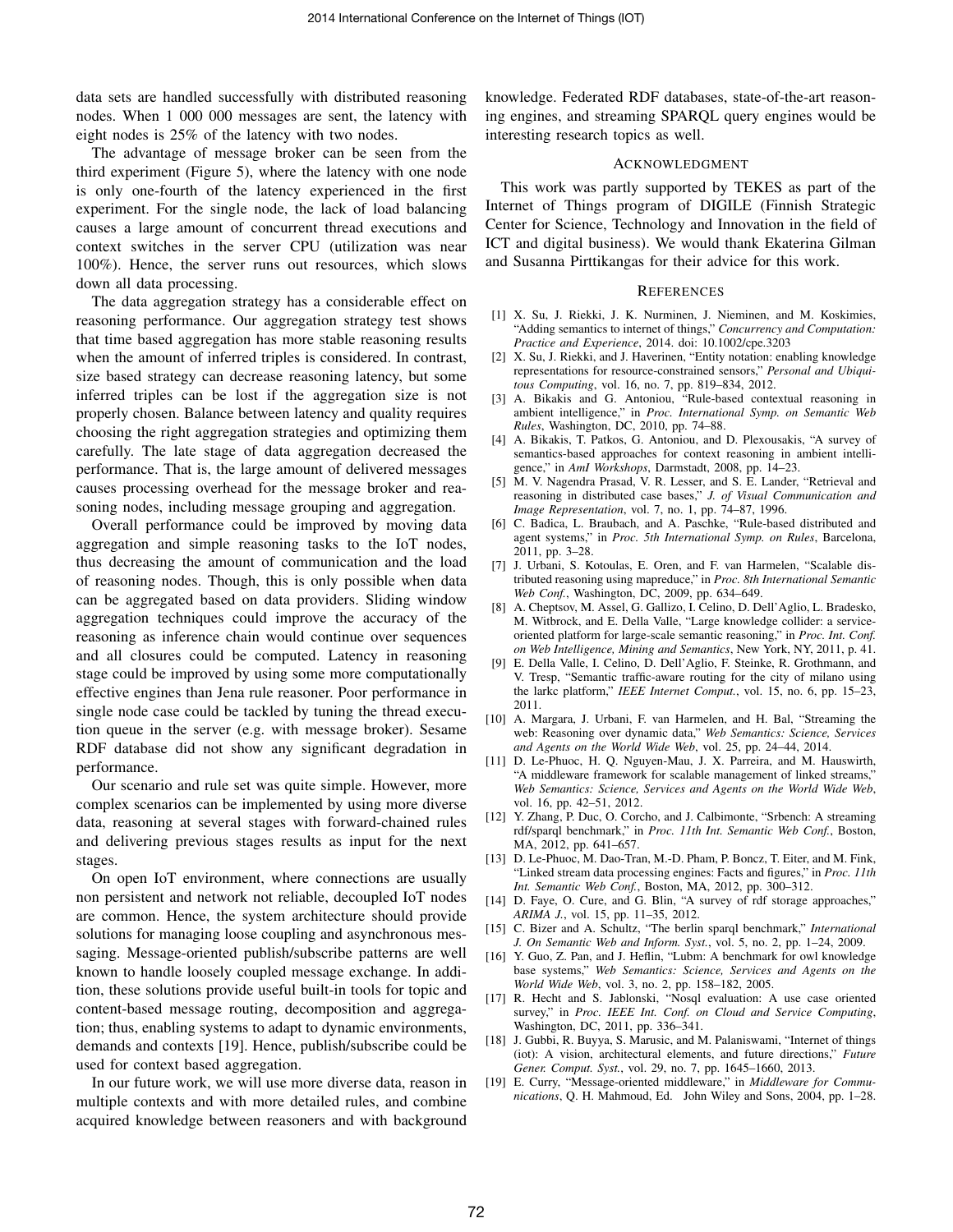data sets are handled successfully with distributed reasoning nodes. When 1 000 000 messages are sent, the latency with eight nodes is 25% of the latency with two nodes.

The advantage of message broker can be seen from the third experiment (Figure 5), where the latency with one node is only one-fourth of the latency experienced in the first experiment. For the single node, the lack of load balancing causes a large amount of concurrent thread executions and context switches in the server CPU (utilization was near 100%). Hence, the server runs out resources, which slows down all data processing.

The data aggregation strategy has a considerable effect on reasoning performance. Our aggregation strategy test shows that time based aggregation has more stable reasoning results when the amount of inferred triples is considered. In contrast, size based strategy can decrease reasoning latency, but some inferred triples can be lost if the aggregation size is not properly chosen. Balance between latency and quality requires choosing the right aggregation strategies and optimizing them carefully. The late stage of data aggregation decreased the performance. That is, the large amount of delivered messages causes processing overhead for the message broker and reasoning nodes, including message grouping and aggregation.

Overall performance could be improved by moving data aggregation and simple reasoning tasks to the IoT nodes, thus decreasing the amount of communication and the load of reasoning nodes. Though, this is only possible when data can be aggregated based on data providers. Sliding window aggregation techniques could improve the accuracy of the reasoning as inference chain would continue over sequences and all closures could be computed. Latency in reasoning stage could be improved by using some more computationally effective engines than Jena rule reasoner. Poor performance in single node case could be tackled by tuning the thread execution queue in the server (e.g. with message broker). Sesame RDF database did not show any significant degradation in performance.

Our scenario and rule set was quite simple. However, more complex scenarios can be implemented by using more diverse data, reasoning at several stages with forward-chained rules and delivering previous stages results as input for the next stages.

On open IoT environment, where connections are usually non persistent and network not reliable, decoupled IoT nodes are common. Hence, the system architecture should provide solutions for managing loose coupling and asynchronous messaging. Message-oriented publish/subscribe patterns are well known to handle loosely coupled message exchange. In addition, these solutions provide useful built-in tools for topic and content-based message routing, decomposition and aggregation; thus, enabling systems to adapt to dynamic environments, demands and contexts [19]. Hence, publish/subscribe could be used for context based aggregation.

In our future work, we will use more diverse data, reason in multiple contexts and with more detailed rules, and combine acquired knowledge between reasoners and with background knowledge. Federated RDF databases, state-of-the-art reasoning engines, and streaming SPARQL query engines would be interesting research topics as well.

## Acknowledgment

This work was partly supported by TEKES as part of the Internet of Things program of DIGILE (Finnish Strategic Center for Science, Technology and Innovation in the field of ICT and digital business). We would thank Ekaterina Gilman and Susanna Pirttikangas for their advice for this work.

## References

[1] X. Su, J. Riekki, J. K. Nurminen, J. Nieminen, and M. Koskimies, "Adding semantics to internet of things," *Concurrency and Computation: Practice and Experience*, 2014. doi: 10.1002/cpe.3203

[2] X. Su, J. Riekki, and J. Haverinen, "Entity notation: enabling knowledge representations for resource-constrained sensors," *Personal and Ubiquitous Computing*, vol. 16, no. 7, pp. 819–834, 2012.

[3] A. Bikakis and G. Antoniou, "Rule-based contextual reasoning in ambient intelligence," in *Proc. International Symp. on Semantic Web Rules*, Washington, DC, 2010, pp. 74–88.

[4] A. Bikakis, T. Patkos, G. Antoniou, and D. Plexousakis, "A survey of semantics-based approaches for context reasoning in ambient intelligence," in *AmI Workshops*, Darmstadt, 2008, pp. 14–23.

[5] M. V. Nagendra Prasad, V. R. Lesser, and S. E. Lander, "Retrieval and reasoning in distributed case bases," *J. of Visual Communication and Image Representation*, vol. 7, no. 1, pp. 74–87, 1996.

[6] C. Badica, L. Braubach, and A. Paschke, "Rule-based distributed and agent systems," in *Proc. 5th International Symp. on Rules*, Barcelona, 2011, pp. 3–28.

[7] J. Urbani, S. Kotoulas, E. Oren, and F. van Harmelen, "Scalable distributed reasoning using mapreduce," in *Proc. 8th International Semantic Web Conf.*, Washington, DC, 2009, pp. 634–649.

[8] A. Cheptsov, M. Assel, G. Gallizo, I. Celino, D. Dell'Aglio, L. Bradesko, M. Witbrock, and E. Della Valle, "Large knowledge collider: a service-oriented platform for large-scale semantic reasoning," in *Proc. Int. Conf. on Web Intelligence, Mining and Semantics*, New York, NY, 2011, p. 41.

[9] E. Della Valle, I. Celino, D. Dell'Aglio, F. Steinke, R. Grothmann, and V. Tresp, "Semantic traffic-aware routing for the city of milano using the larkc platform," *IEEE Internet Comput.*, vol. 15, no. 6, pp. 15–23, 2011.

[10] A. Margara, J. Urbani, F. van Harmelen, and H. Bal, "Streaming the web: Reasoning over dynamic data," *Web Semantics: Science, Services and Agents on the World Wide Web*, vol. 25, pp. 24–44, 2014.

[11] D. Le-Phuoc, H. Q. Nguyen-Mau, J. X. Parreira, and M. Hauswirth, "A middleware framework for scalable management of linked streams," *Web Semantics: Science, Services and Agents on the World Wide Web*, vol. 16, pp. 42–51, 2012.

[12] Y. Zhang, P. Duc, O. Corcho, and J. Calbimonte, "Srbench: A streaming rdf/sparql benchmark," in *Proc. 11th Int. Semantic Web Conf.*, Boston, MA, 2012, pp. 641–657.

[13] D. Le-Phuoc, M. Dao-Tran, M.-D. Pham, P. Boncz, T. Eiter, and M. Fink, "Linked stream data processing engines: Facts and figures," in *Proc. 11th Int. Semantic Web Conf.*, Boston, MA, 2012, pp. 300–312.

[14] D. Faye, O. Cure, and G. Blin, "A survey of rdf storage approaches," *ARIMA J.*, vol. 15, pp. 11–35, 2012.

[15] C. Bizer and A. Schultz, "The berlin sparql benchmark," *International J. On Semantic Web and Inform. Syst.*, vol. 5, no. 2, pp. 1–24, 2009.

[16] Y. Guo, Z. Pan, and J. Heflin, "Lubm: A benchmark for owl knowledge base systems," *Web Semantics: Science, Services and Agents on the World Wide Web*, vol. 3, no. 2, pp. 158–182, 2005.

[17] R. Hecht and S. Jablonski, "Nosql evaluation: A use case oriented survey," in *Proc. IEEE Int. Conf. on Cloud and Service Computing*, Washington, DC, 2011, pp. 336–341.

[18] J. Gubbi, R. Buyya, S. Marusic, and M. Palaniswami, "Internet of things (iot): A vision, architectural elements, and future directions," *Future Gener. Comput. Syst.*, vol. 29, no. 7, pp. 1645–1660, 2013.

[19] E. Curry, "Message-oriented middleware," in *Middleware for Communications*, Q. H. Mahmoud, Ed. John Wiley and Sons, 2004, pp. 1–28.